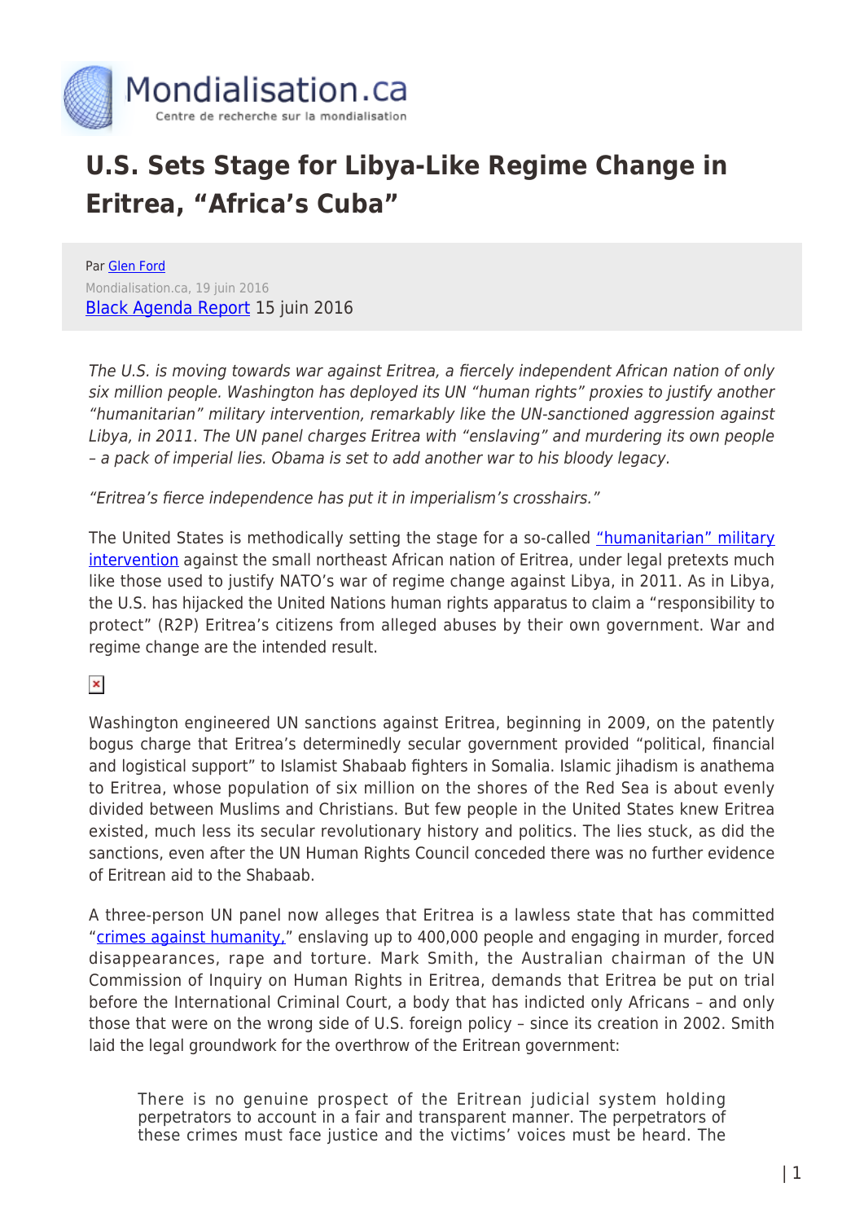# U.S. Sets Stage for Libya-Like Regime Change in Eritrea, "Africa's Cuba"

Par Glen Ford
Mondialisation.ca, 19 juin 2016
Black Agenda Report 15 juin 2016

*The U.S. is moving towards war against Eritrea, a fiercely independent African nation of only six million people. Washington has deployed its UN "human rights" proxies to justify another "humanitarian" military intervention, remarkably like the UN-sanctioned aggression against Libya, in 2011. The UN panel charges Eritrea with "enslaving" and murdering its own people – a pack of imperial lies. Obama is set to add another war to his bloody legacy.*

*"Eritrea's fierce independence has put it in imperialism's crosshairs."*

The United States is methodically setting the stage for a so-called "humanitarian" military intervention against the small northeast African nation of Eritrea, under legal pretexts much like those used to justify NATO's war of regime change against Libya, in 2011. As in Libya, the U.S. has hijacked the United Nations human rights apparatus to claim a "responsibility to protect" (R2P) Eritrea's citizens from alleged abuses by their own government. War and regime change are the intended result.

Washington engineered UN sanctions against Eritrea, beginning in 2009, on the patently bogus charge that Eritrea's determinedly secular government provided "political, financial and logistical support" to Islamist Shabaab fighters in Somalia. Islamic jihadism is anathema to Eritrea, whose population of six million on the shores of the Red Sea is about evenly divided between Muslims and Christians. But few people in the United States knew Eritrea existed, much less its secular revolutionary history and politics. The lies stuck, as did the sanctions, even after the UN Human Rights Council conceded there was no further evidence of Eritrean aid to the Shabaab.

A three-person UN panel now alleges that Eritrea is a lawless state that has committed "crimes against humanity," enslaving up to 400,000 people and engaging in murder, forced disappearances, rape and torture. Mark Smith, the Australian chairman of the UN Commission of Inquiry on Human Rights in Eritrea, demands that Eritrea be put on trial before the International Criminal Court, a body that has indicted only Africans – and only those that were on the wrong side of U.S. foreign policy – since its creation in 2002. Smith laid the legal groundwork for the overthrow of the Eritrean government:

> There is no genuine prospect of the Eritrean judicial system holding perpetrators to account in a fair and transparent manner. The perpetrators of these crimes must face justice and the victims' voices must be heard. The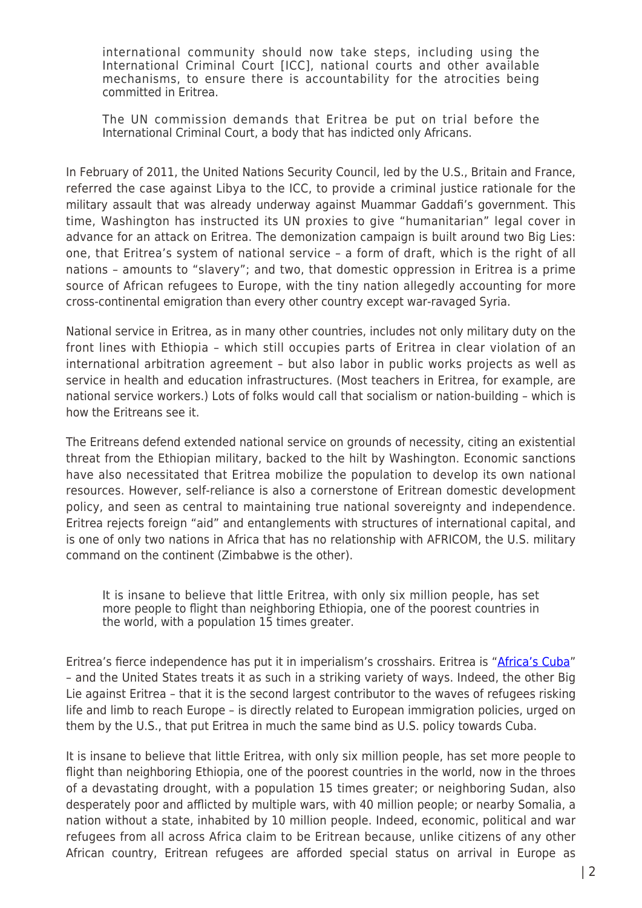> international community should now take steps, including using the International Criminal Court [ICC], national courts and other available mechanisms, to ensure there is accountability for the atrocities being committed in Eritrea.

> The UN commission demands that Eritrea be put on trial before the International Criminal Court, a body that has indicted only Africans.

In February of 2011, the United Nations Security Council, led by the U.S., Britain and France, referred the case against Libya to the ICC, to provide a criminal justice rationale for the military assault that was already underway against Muammar Gaddafi's government. This time, Washington has instructed its UN proxies to give "humanitarian" legal cover in advance for an attack on Eritrea. The demonization campaign is built around two Big Lies: one, that Eritrea's system of national service – a form of draft, which is the right of all nations – amounts to "slavery"; and two, that domestic oppression in Eritrea is a prime source of African refugees to Europe, with the tiny nation allegedly accounting for more cross-continental emigration than every other country except war-ravaged Syria.

National service in Eritrea, as in many other countries, includes not only military duty on the front lines with Ethiopia – which still occupies parts of Eritrea in clear violation of an international arbitration agreement – but also labor in public works projects as well as service in health and education infrastructures. (Most teachers in Eritrea, for example, are national service workers.) Lots of folks would call that socialism or nation-building – which is how the Eritreans see it.

The Eritreans defend extended national service on grounds of necessity, citing an existential threat from the Ethiopian military, backed to the hilt by Washington. Economic sanctions have also necessitated that Eritrea mobilize the population to develop its own national resources. However, self-reliance is also a cornerstone of Eritrean domestic development policy, and seen as central to maintaining true national sovereignty and independence. Eritrea rejects foreign "aid" and entanglements with structures of international capital, and is one of only two nations in Africa that has no relationship with AFRICOM, the U.S. military command on the continent (Zimbabwe is the other).

> It is insane to believe that little Eritrea, with only six million people, has set more people to flight than neighboring Ethiopia, one of the poorest countries in the world, with a population 15 times greater.

Eritrea's fierce independence has put it in imperialism's crosshairs. Eritrea is "[Africa's Cuba]" – and the United States treats it as such in a striking variety of ways. Indeed, the other Big Lie against Eritrea – that it is the second largest contributor to the waves of refugees risking life and limb to reach Europe – is directly related to European immigration policies, urged on them by the U.S., that put Eritrea in much the same bind as U.S. policy towards Cuba.

It is insane to believe that little Eritrea, with only six million people, has set more people to flight than neighboring Ethiopia, one of the poorest countries in the world, now in the throes of a devastating drought, with a population 15 times greater; or neighboring Sudan, also desperately poor and afflicted by multiple wars, with 40 million people; or nearby Somalia, a nation without a state, inhabited by 10 million people. Indeed, economic, political and war refugees from all across Africa claim to be Eritrean because, unlike citizens of any other African country, Eritrean refugees are afforded special status on arrival in Europe as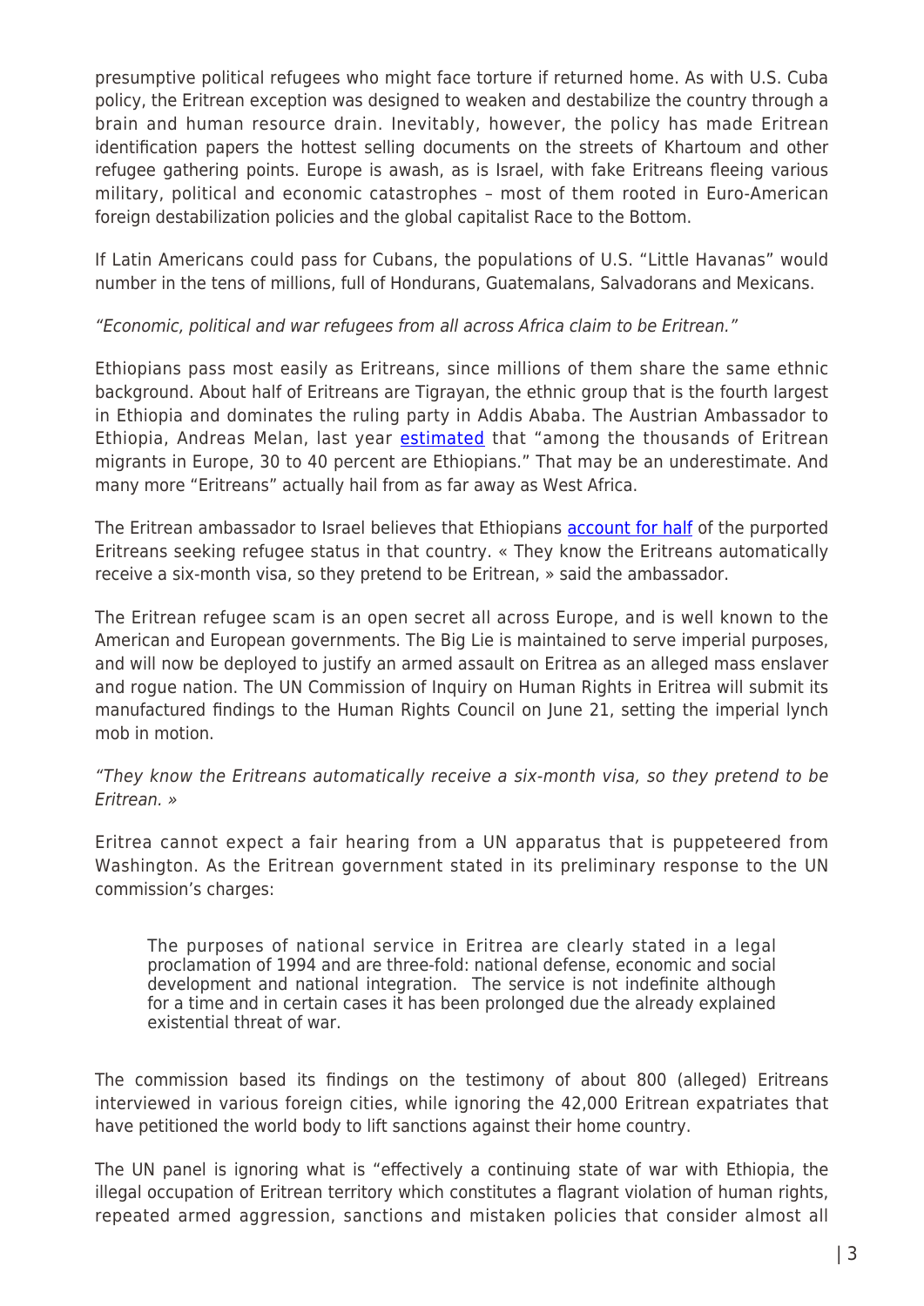presumptive political refugees who might face torture if returned home. As with U.S. Cuba policy, the Eritrean exception was designed to weaken and destabilize the country through a brain and human resource drain. Inevitably, however, the policy has made Eritrean identification papers the hottest selling documents on the streets of Khartoum and other refugee gathering points. Europe is awash, as is Israel, with fake Eritreans fleeing various military, political and economic catastrophes – most of them rooted in Euro-American foreign destabilization policies and the global capitalist Race to the Bottom.

If Latin Americans could pass for Cubans, the populations of U.S. "Little Havanas" would number in the tens of millions, full of Hondurans, Guatemalans, Salvadorans and Mexicans.

*"Economic, political and war refugees from all across Africa claim to be Eritrean."*

Ethiopians pass most easily as Eritreans, since millions of them share the same ethnic background. About half of Eritreans are Tigrayan, the ethnic group that is the fourth largest in Ethiopia and dominates the ruling party in Addis Ababa. The Austrian Ambassador to Ethiopia, Andreas Melan, last year estimated that "among the thousands of Eritrean migrants in Europe, 30 to 40 percent are Ethiopians." That may be an underestimate. And many more "Eritreans" actually hail from as far away as West Africa.

The Eritrean ambassador to Israel believes that Ethiopians account for half of the purported Eritreans seeking refugee status in that country. « They know the Eritreans automatically receive a six-month visa, so they pretend to be Eritrean, » said the ambassador.

The Eritrean refugee scam is an open secret all across Europe, and is well known to the American and European governments. The Big Lie is maintained to serve imperial purposes, and will now be deployed to justify an armed assault on Eritrea as an alleged mass enslaver and rogue nation. The UN Commission of Inquiry on Human Rights in Eritrea will submit its manufactured findings to the Human Rights Council on June 21, setting the imperial lynch mob in motion.

*"They know the Eritreans automatically receive a six-month visa, so they pretend to be Eritrean. »*

Eritrea cannot expect a fair hearing from a UN apparatus that is puppeteered from Washington. As the Eritrean government stated in its preliminary response to the UN commission's charges:

> The purposes of national service in Eritrea are clearly stated in a legal proclamation of 1994 and are three-fold: national defense, economic and social development and national integration. The service is not indefinite although for a time and in certain cases it has been prolonged due the already explained existential threat of war.

The commission based its findings on the testimony of about 800 (alleged) Eritreans interviewed in various foreign cities, while ignoring the 42,000 Eritrean expatriates that have petitioned the world body to lift sanctions against their home country.

The UN panel is ignoring what is "effectively a continuing state of war with Ethiopia, the illegal occupation of Eritrean territory which constitutes a flagrant violation of human rights, repeated armed aggression, sanctions and mistaken policies that consider almost all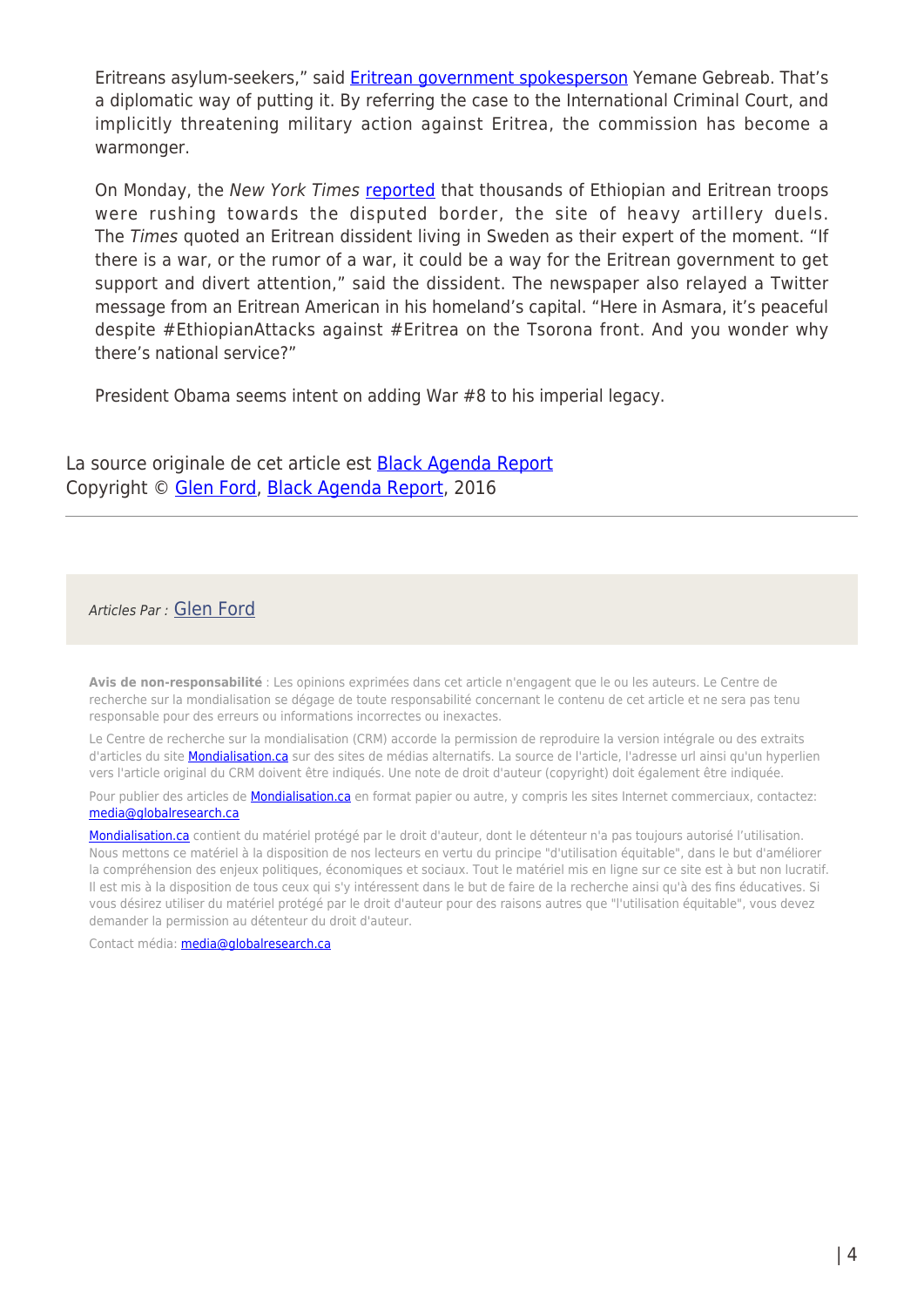Eritreans asylum-seekers," said Eritrean government spokesperson Yemane Gebreab. That's a diplomatic way of putting it. By referring the case to the International Criminal Court, and implicitly threatening military action against Eritrea, the commission has become a warmonger.

On Monday, the *New York Times* reported that thousands of Ethiopian and Eritrean troops were rushing towards the disputed border, the site of heavy artillery duels. The *Times* quoted an Eritrean dissident living in Sweden as their expert of the moment. "If there is a war, or the rumor of a war, it could be a way for the Eritrean government to get support and divert attention," said the dissident. The newspaper also relayed a Twitter message from an Eritrean American in his homeland's capital. "Here in Asmara, it's peaceful despite #EthiopianAttacks against #Eritrea on the Tsorona front. And you wonder why there's national service?"

President Obama seems intent on adding War #8 to his imperial legacy.

La source originale de cet article est Black Agenda Report
Copyright © Glen Ford, Black Agenda Report, 2016

---

*Articles Par :* Glen Ford

**Avis de non-responsabilité** : Les opinions exprimées dans cet article n'engagent que le ou les auteurs. Le Centre de recherche sur la mondialisation se dégage de toute responsabilité concernant le contenu de cet article et ne sera pas tenu responsable pour des erreurs ou informations incorrectes ou inexactes.

Le Centre de recherche sur la mondialisation (CRM) accorde la permission de reproduire la version intégrale ou des extraits d'articles du site Mondialisation.ca sur des sites de médias alternatifs. La source de l'article, l'adresse url ainsi qu'un hyperlien vers l'article original du CRM doivent être indiqués. Une note de droit d'auteur (copyright) doit également être indiquée.

Pour publier des articles de Mondialisation.ca en format papier ou autre, y compris les sites Internet commerciaux, contactez: media@globalresearch.ca

Mondialisation.ca contient du matériel protégé par le droit d'auteur, dont le détenteur n'a pas toujours autorisé l'utilisation. Nous mettons ce matériel à la disposition de nos lecteurs en vertu du principe "d'utilisation équitable", dans le but d'améliorer la compréhension des enjeux politiques, économiques et sociaux. Tout le matériel mis en ligne sur ce site est à but non lucratif. Il est mis à la disposition de tous ceux qui s'y intéressent dans le but de faire de la recherche ainsi qu'à des fins éducatives. Si vous désirez utiliser du matériel protégé par le droit d'auteur pour des raisons autres que "l'utilisation équitable", vous devez demander la permission au détenteur du droit d'auteur.

Contact média: media@globalresearch.ca